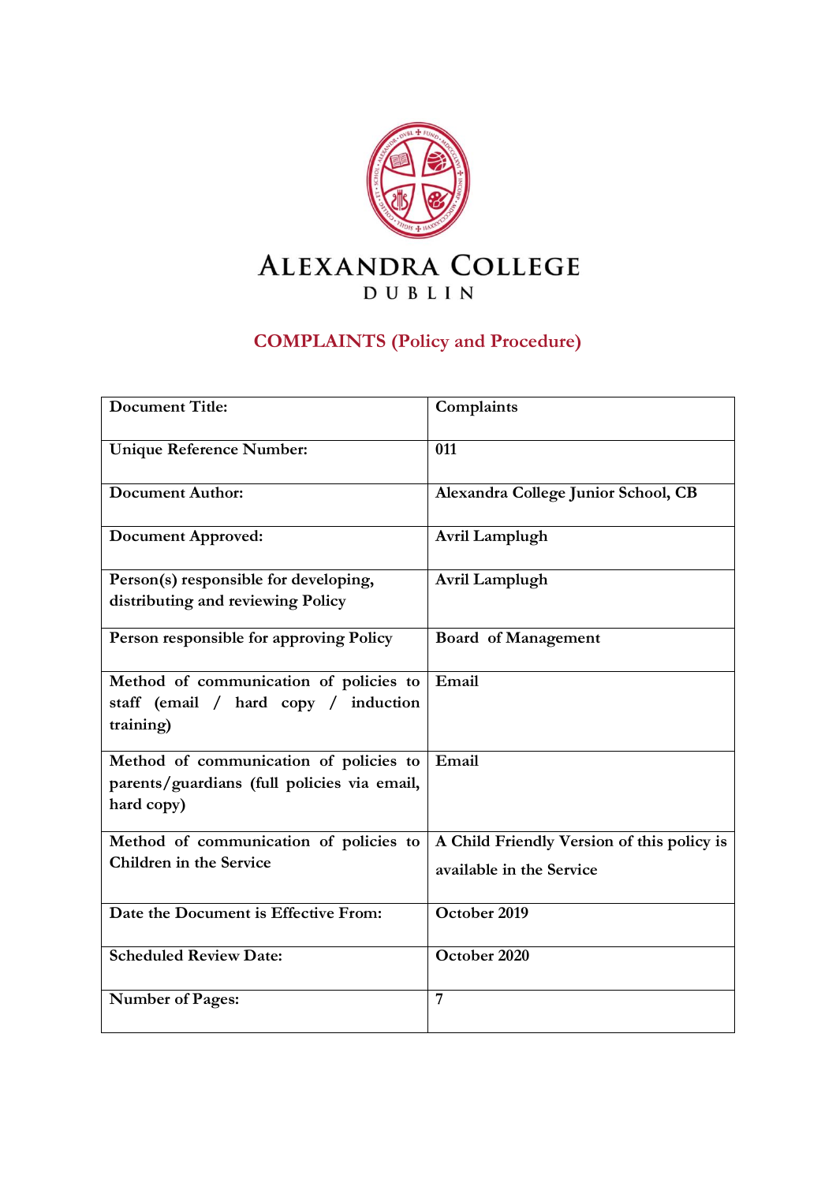# ALEXANDRA COLLEGE

DUBLIN

## COMPLAINTS (Policy and Procedure)

| Document Title: | Complaints |
|---|---|
| Unique Reference Number: | 011 |
| Document Author: | Alexandra College Junior School, CB |
| Document Approved: | Avril Lamplugh |
| Person(s) responsible for developing, distributing and reviewing Policy | Avril Lamplugh |
| Person responsible for approving Policy | Board of Management |
| Method of communication of policies to staff (email / hard copy / induction training) | Email |
| Method of communication of policies to parents/guardians (full policies via email, hard copy) | Email |
| Method of communication of policies to Children in the Service | A Child Friendly Version of this policy is available in the Service |
| Date the Document is Effective From: | October 2019 |
| Scheduled Review Date: | October 2020 |
| Number of Pages: | 7 |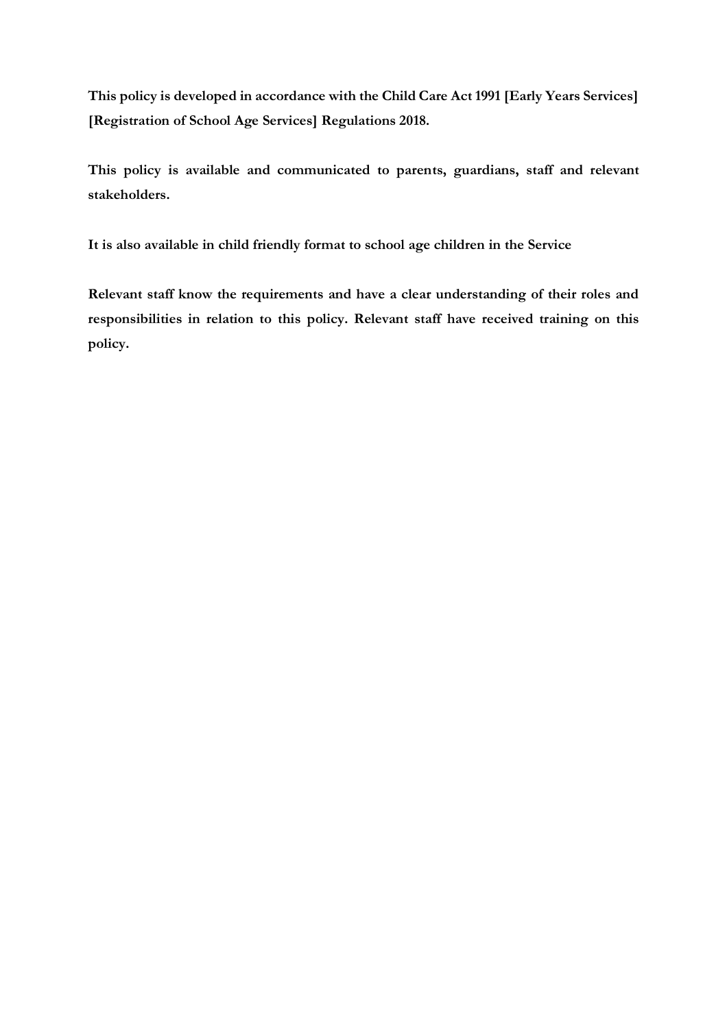**This policy is developed in accordance with the Child Care Act 1991 [Early Years Services] [Registration of School Age Services] Regulations 2018.**

**This policy is available and communicated to parents, guardians, staff and relevant stakeholders.**

**It is also available in child friendly format to school age children in the Service**

**Relevant staff know the requirements and have a clear understanding of their roles and responsibilities in relation to this policy. Relevant staff have received training on this policy.**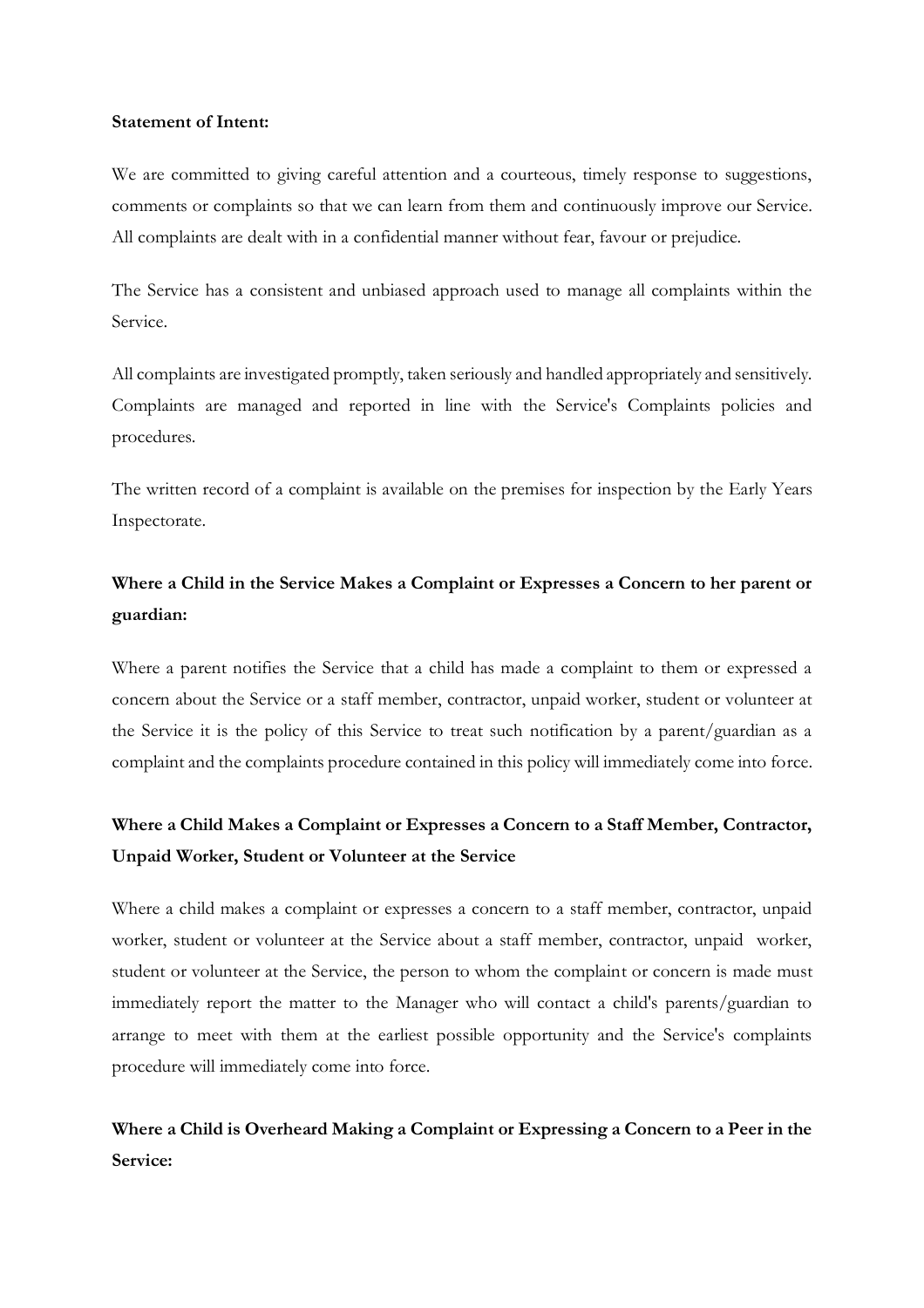**Statement of Intent:**

We are committed to giving careful attention and a courteous, timely response to suggestions, comments or complaints so that we can learn from them and continuously improve our Service. All complaints are dealt with in a confidential manner without fear, favour or prejudice.

The Service has a consistent and unbiased approach used to manage all complaints within the Service.

All complaints are investigated promptly, taken seriously and handled appropriately and sensitively. Complaints are managed and reported in line with the Service's Complaints policies and procedures.

The written record of a complaint is available on the premises for inspection by the Early Years Inspectorate.

## Where a Child in the Service Makes a Complaint or Expresses a Concern to her parent or guardian:

Where a parent notifies the Service that a child has made a complaint to them or expressed a concern about the Service or a staff member, contractor, unpaid worker, student or volunteer at the Service it is the policy of this Service to treat such notification by a parent/guardian as a complaint and the complaints procedure contained in this policy will immediately come into force.

## Where a Child Makes a Complaint or Expresses a Concern to a Staff Member, Contractor, Unpaid Worker, Student or Volunteer at the Service

Where a child makes a complaint or expresses a concern to a staff member, contractor, unpaid worker, student or volunteer at the Service about a staff member, contractor, unpaid worker, student or volunteer at the Service, the person to whom the complaint or concern is made must immediately report the matter to the Manager who will contact a child's parents/guardian to arrange to meet with them at the earliest possible opportunity and the Service's complaints procedure will immediately come into force.

## Where a Child is Overheard Making a Complaint or Expressing a Concern to a Peer in the Service: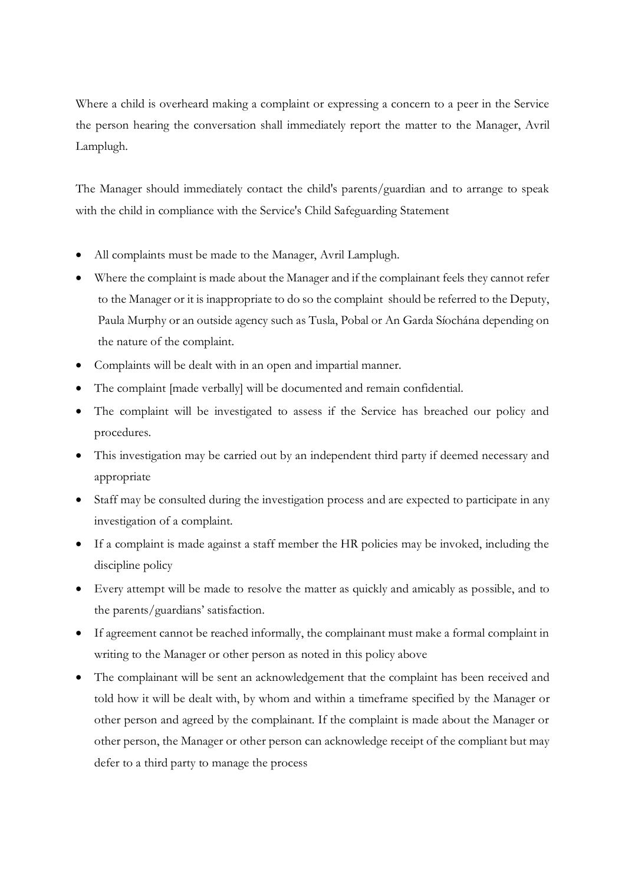Where a child is overheard making a complaint or expressing a concern to a peer in the Service the person hearing the conversation shall immediately report the matter to the Manager, Avril Lamplugh.

The Manager should immediately contact the child's parents/guardian and to arrange to speak with the child in compliance with the Service's Child Safeguarding Statement

- All complaints must be made to the Manager, Avril Lamplugh.
- Where the complaint is made about the Manager and if the complainant feels they cannot refer to the Manager or it is inappropriate to do so the complaint should be referred to the Deputy, Paula Murphy or an outside agency such as Tusla, Pobal or An Garda Síochána depending on the nature of the complaint.
- Complaints will be dealt with in an open and impartial manner.
- The complaint [made verbally] will be documented and remain confidential.
- The complaint will be investigated to assess if the Service has breached our policy and procedures.
- This investigation may be carried out by an independent third party if deemed necessary and appropriate
- Staff may be consulted during the investigation process and are expected to participate in any investigation of a complaint.
- If a complaint is made against a staff member the HR policies may be invoked, including the discipline policy
- Every attempt will be made to resolve the matter as quickly and amicably as possible, and to the parents/guardians' satisfaction.
- If agreement cannot be reached informally, the complainant must make a formal complaint in writing to the Manager or other person as noted in this policy above
- The complainant will be sent an acknowledgement that the complaint has been received and told how it will be dealt with, by whom and within a timeframe specified by the Manager or other person and agreed by the complainant. If the complaint is made about the Manager or other person, the Manager or other person can acknowledge receipt of the compliant but may defer to a third party to manage the process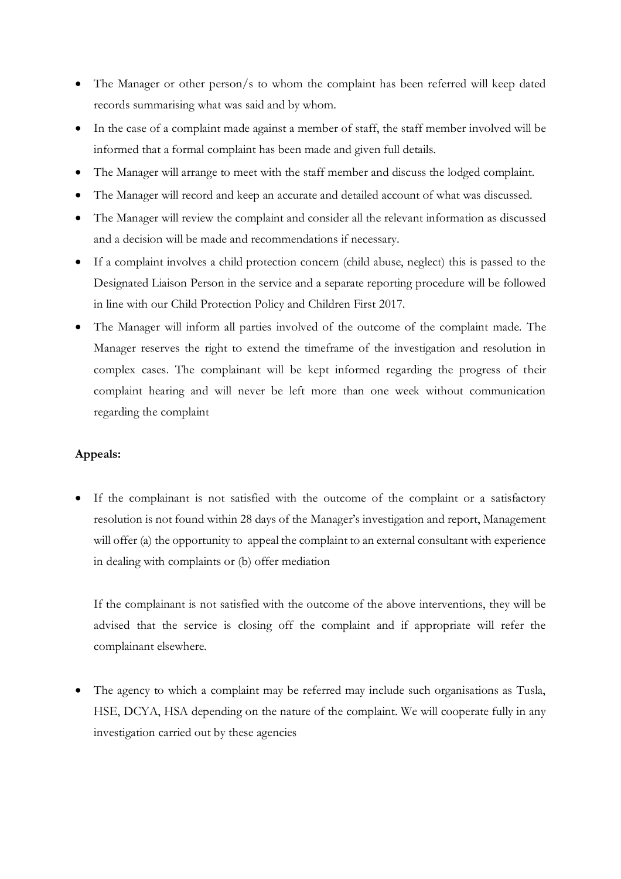- The Manager or other person/s to whom the complaint has been referred will keep dated records summarising what was said and by whom.
- In the case of a complaint made against a member of staff, the staff member involved will be informed that a formal complaint has been made and given full details.
- The Manager will arrange to meet with the staff member and discuss the lodged complaint.
- The Manager will record and keep an accurate and detailed account of what was discussed.
- The Manager will review the complaint and consider all the relevant information as discussed and a decision will be made and recommendations if necessary.
- If a complaint involves a child protection concern (child abuse, neglect) this is passed to the Designated Liaison Person in the service and a separate reporting procedure will be followed in line with our Child Protection Policy and Children First 2017.
- The Manager will inform all parties involved of the outcome of the complaint made. The Manager reserves the right to extend the timeframe of the investigation and resolution in complex cases. The complainant will be kept informed regarding the progress of their complaint hearing and will never be left more than one week without communication regarding the complaint

**Appeals:**

- If the complainant is not satisfied with the outcome of the complaint or a satisfactory resolution is not found within 28 days of the Manager's investigation and report, Management will offer (a) the opportunity to appeal the complaint to an external consultant with experience in dealing with complaints or (b) offer mediation

  If the complainant is not satisfied with the outcome of the above interventions, they will be advised that the service is closing off the complaint and if appropriate will refer the complainant elsewhere.

- The agency to which a complaint may be referred may include such organisations as Tusla, HSE, DCYA, HSA depending on the nature of the complaint. We will cooperate fully in any investigation carried out by these agencies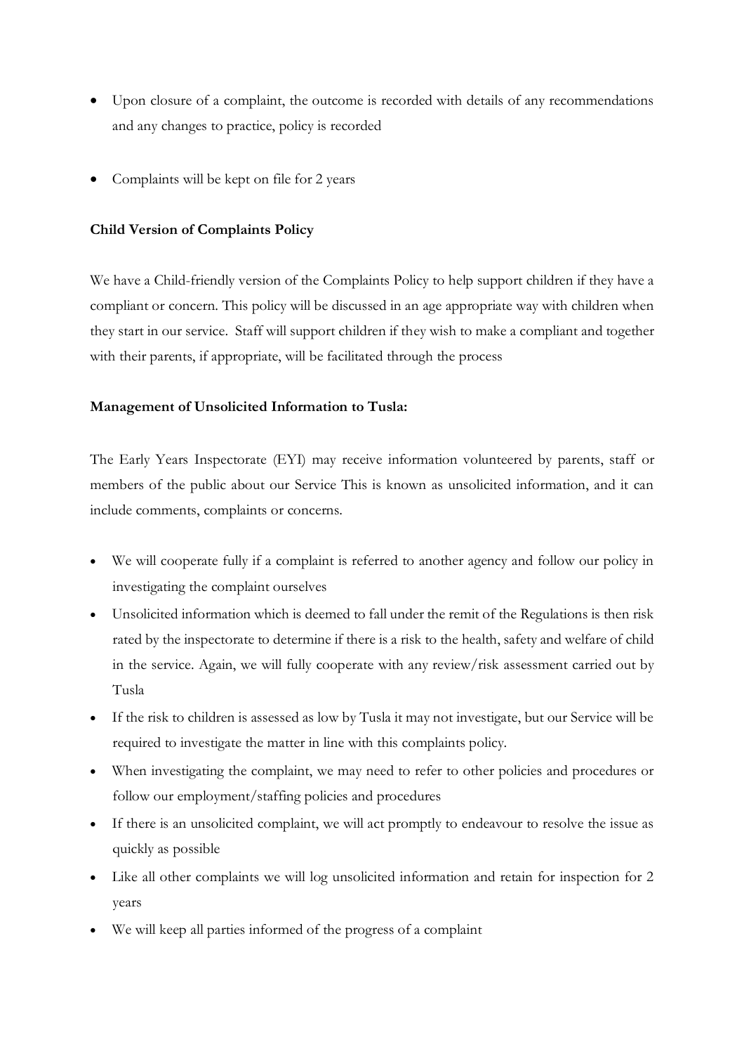- Upon closure of a complaint, the outcome is recorded with details of any recommendations and any changes to practice, policy is recorded
- Complaints will be kept on file for 2 years

**Child Version of Complaints Policy**

We have a Child-friendly version of the Complaints Policy to help support children if they have a compliant or concern. This policy will be discussed in an age appropriate way with children when they start in our service. Staff will support children if they wish to make a compliant and together with their parents, if appropriate, will be facilitated through the process

**Management of Unsolicited Information to Tusla:**

The Early Years Inspectorate (EYI) may receive information volunteered by parents, staff or members of the public about our Service This is known as unsolicited information, and it can include comments, complaints or concerns.

- We will cooperate fully if a complaint is referred to another agency and follow our policy in investigating the complaint ourselves
- Unsolicited information which is deemed to fall under the remit of the Regulations is then risk rated by the inspectorate to determine if there is a risk to the health, safety and welfare of child in the service. Again, we will fully cooperate with any review/risk assessment carried out by Tusla
- If the risk to children is assessed as low by Tusla it may not investigate, but our Service will be required to investigate the matter in line with this complaints policy.
- When investigating the complaint, we may need to refer to other policies and procedures or follow our employment/staffing policies and procedures
- If there is an unsolicited complaint, we will act promptly to endeavour to resolve the issue as quickly as possible
- Like all other complaints we will log unsolicited information and retain for inspection for 2 years
- We will keep all parties informed of the progress of a complaint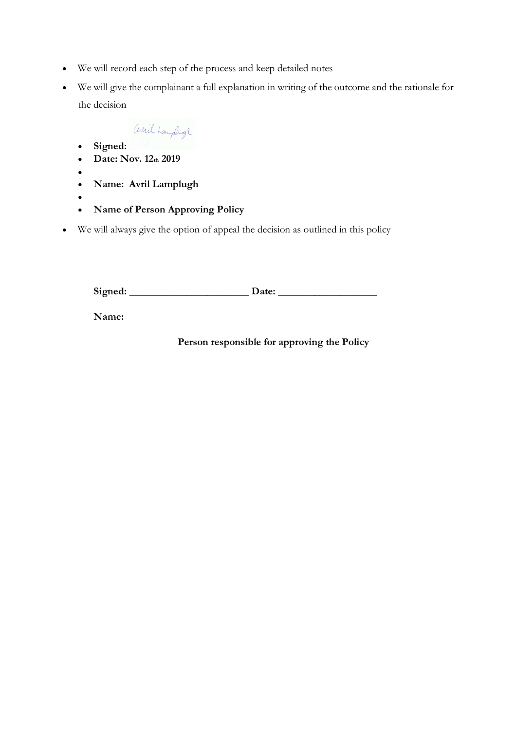- We will record each step of the process and keep detailed notes
- We will give the complainant a full explanation in writing of the outcome and the rationale for the decision
  - **Signed:**
  - **Date: Nov. 12th 2019**
  - 
  - **Name: Avril Lamplugh**
  - 
  - **Name of Person Approving Policy**
- We will always give the option of appeal the decision as outlined in this policy

**Signed:** ______________________ **Date:** ___________________

**Name:**

**Person responsible for approving the Policy**